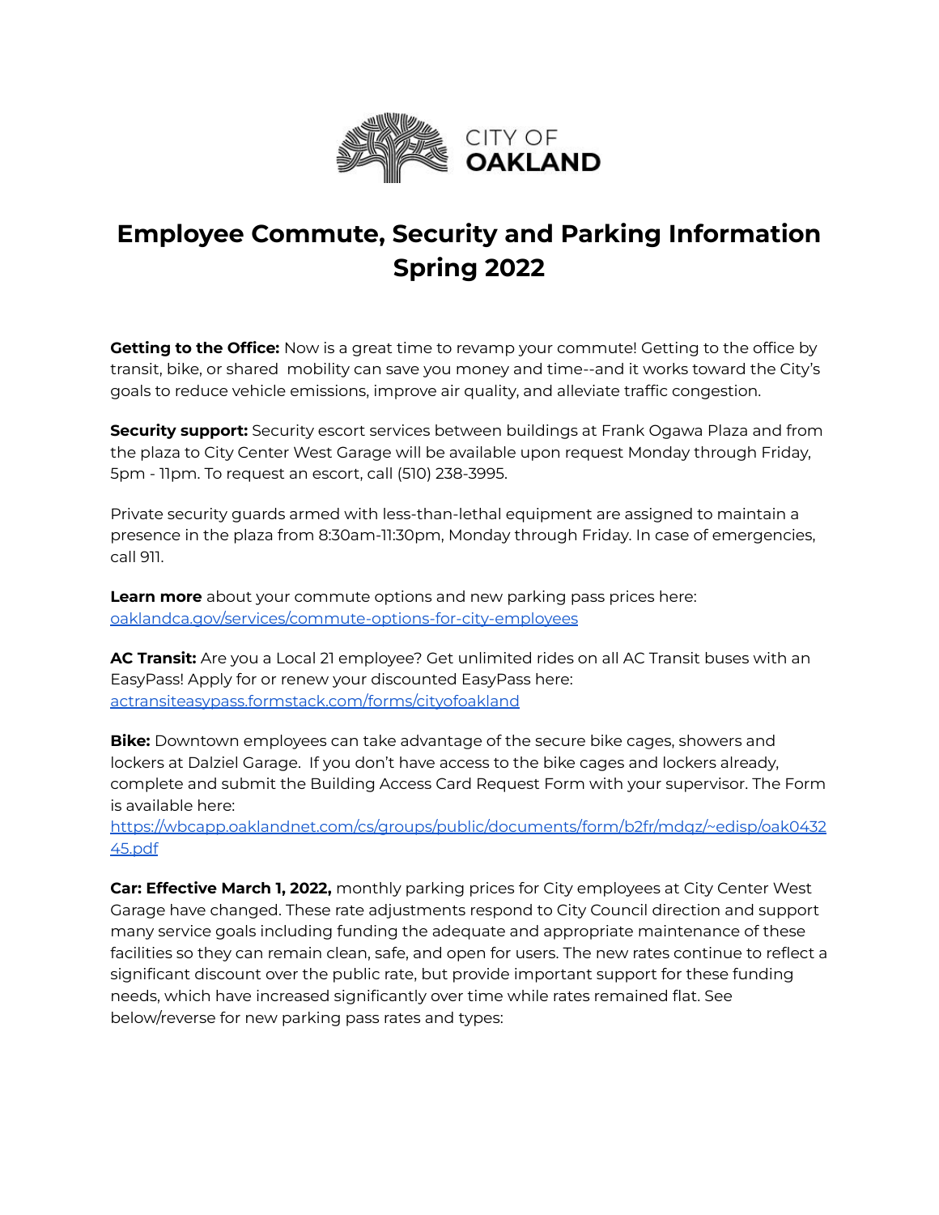CITY OF **OAKLAND**

# Employee Commute, Security and Parking Information Spring 2022

**Getting to the Office:** Now is a great time to revamp your commute! Getting to the office by transit, bike, or shared mobility can save you money and time--and it works toward the City's goals to reduce vehicle emissions, improve air quality, and alleviate traffic congestion.

**Security support:** Security escort services between buildings at Frank Ogawa Plaza and from the plaza to City Center West Garage will be available upon request Monday through Friday, 5pm - 11pm. To request an escort, call (510) 238-3995.

Private security guards armed with less-than-lethal equipment are assigned to maintain a presence in the plaza from 8:30am-11:30pm, Monday through Friday. In case of emergencies, call 911.

**Learn more** about your commute options and new parking pass prices here: [oaklandca.gov/services/commute-options-for-city-employees](oaklandca.gov/services/commute-options-for-city-employees)

**AC Transit:** Are you a Local 21 employee? Get unlimited rides on all AC Transit buses with an EasyPass! Apply for or renew your discounted EasyPass here: [actransiteasypass.formstack.com/forms/cityofoakland](actransiteasypass.formstack.com/forms/cityofoakland)

**Bike:** Downtown employees can take advantage of the secure bike cages, showers and lockers at Dalziel Garage. If you don't have access to the bike cages and lockers already, complete and submit the Building Access Card Request Form with your supervisor. The Form is available here: [https://wbcapp.oaklandnet.com/cs/groups/public/documents/form/b2fr/mdqz/~edisp/oak043245.pdf](https://wbcapp.oaklandnet.com/cs/groups/public/documents/form/b2fr/mdqz/~edisp/oak043245.pdf)

**Car: Effective March 1, 2022,** monthly parking prices for City employees at City Center West Garage have changed. These rate adjustments respond to City Council direction and support many service goals including funding the adequate and appropriate maintenance of these facilities so they can remain clean, safe, and open for users. The new rates continue to reflect a significant discount over the public rate, but provide important support for these funding needs, which have increased significantly over time while rates remained flat. See below/reverse for new parking pass rates and types: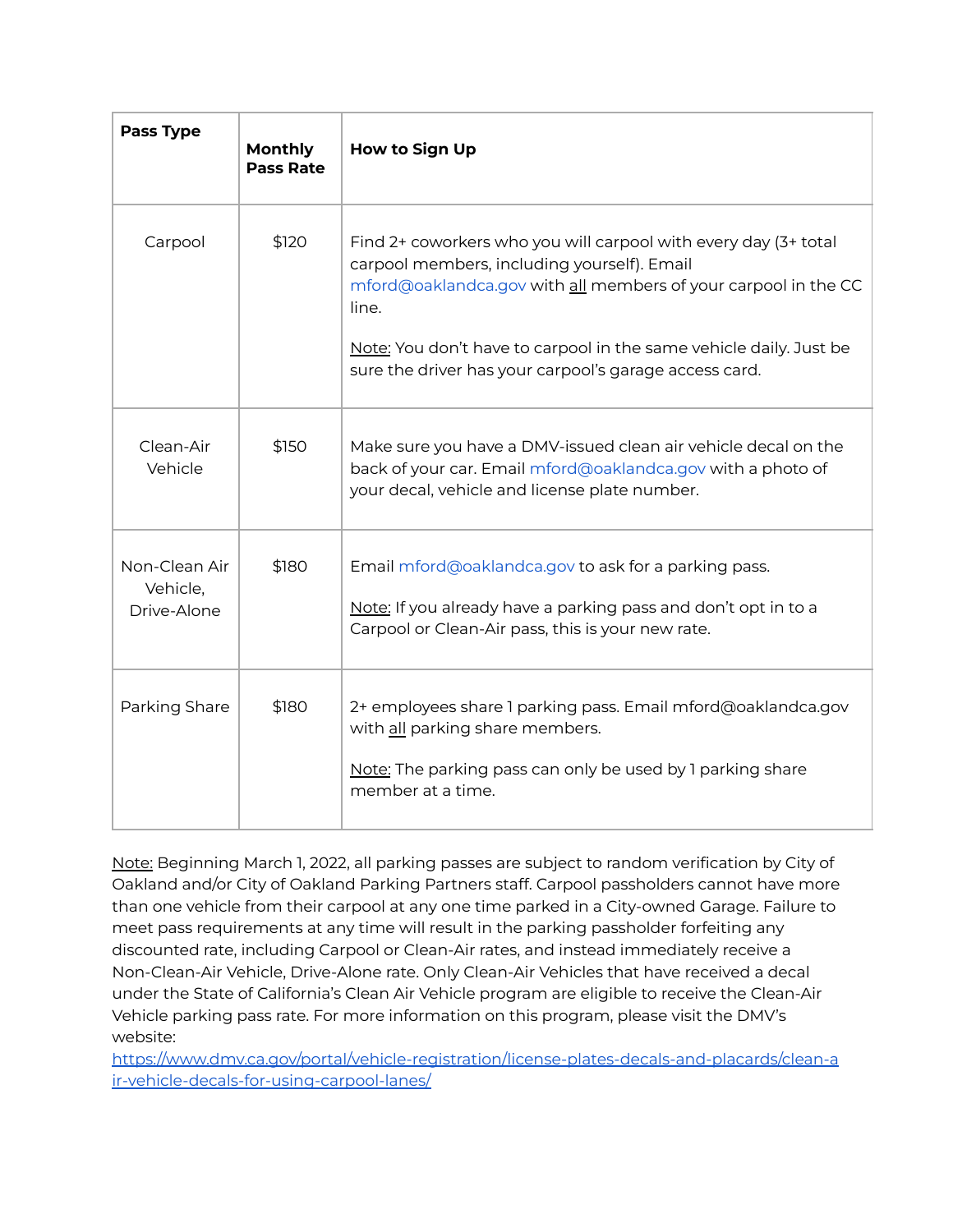| **Pass Type** | **Monthly Pass Rate** | **How to Sign Up** |
|---|---|---|
| Carpool | $120 | Find 2+ coworkers who you will carpool with every day (3+ total carpool members, including yourself). Email mford@oaklandca.gov with all members of your carpool in the CC line.<br><br>Note: You don't have to carpool in the same vehicle daily. Just be sure the driver has your carpool's garage access card. |
| Clean-Air Vehicle | $150 | Make sure you have a DMV-issued clean air vehicle decal on the back of your car. Email mford@oaklandca.gov with a photo of your decal, vehicle and license plate number. |
| Non-Clean Air Vehicle, Drive-Alone | $180 | Email mford@oaklandca.gov to ask for a parking pass.<br><br>Note: If you already have a parking pass and don't opt in to a Carpool or Clean-Air pass, this is your new rate. |
| Parking Share | $180 | 2+ employees share 1 parking pass. Email mford@oaklandca.gov with all parking share members.<br><br>Note: The parking pass can only be used by 1 parking share member at a time. |

Note: Beginning March 1, 2022, all parking passes are subject to random verification by City of Oakland and/or City of Oakland Parking Partners staff. Carpool passholders cannot have more than one vehicle from their carpool at any one time parked in a City-owned Garage. Failure to meet pass requirements at any time will result in the parking passholder forfeiting any discounted rate, including Carpool or Clean-Air rates, and instead immediately receive a Non-Clean-Air Vehicle, Drive-Alone rate. Only Clean-Air Vehicles that have received a decal under the State of California's Clean Air Vehicle program are eligible to receive the Clean-Air Vehicle parking pass rate. For more information on this program, please visit the DMV's website:
https://www.dmv.ca.gov/portal/vehicle-registration/license-plates-decals-and-placards/clean-air-vehicle-decals-for-using-carpool-lanes/